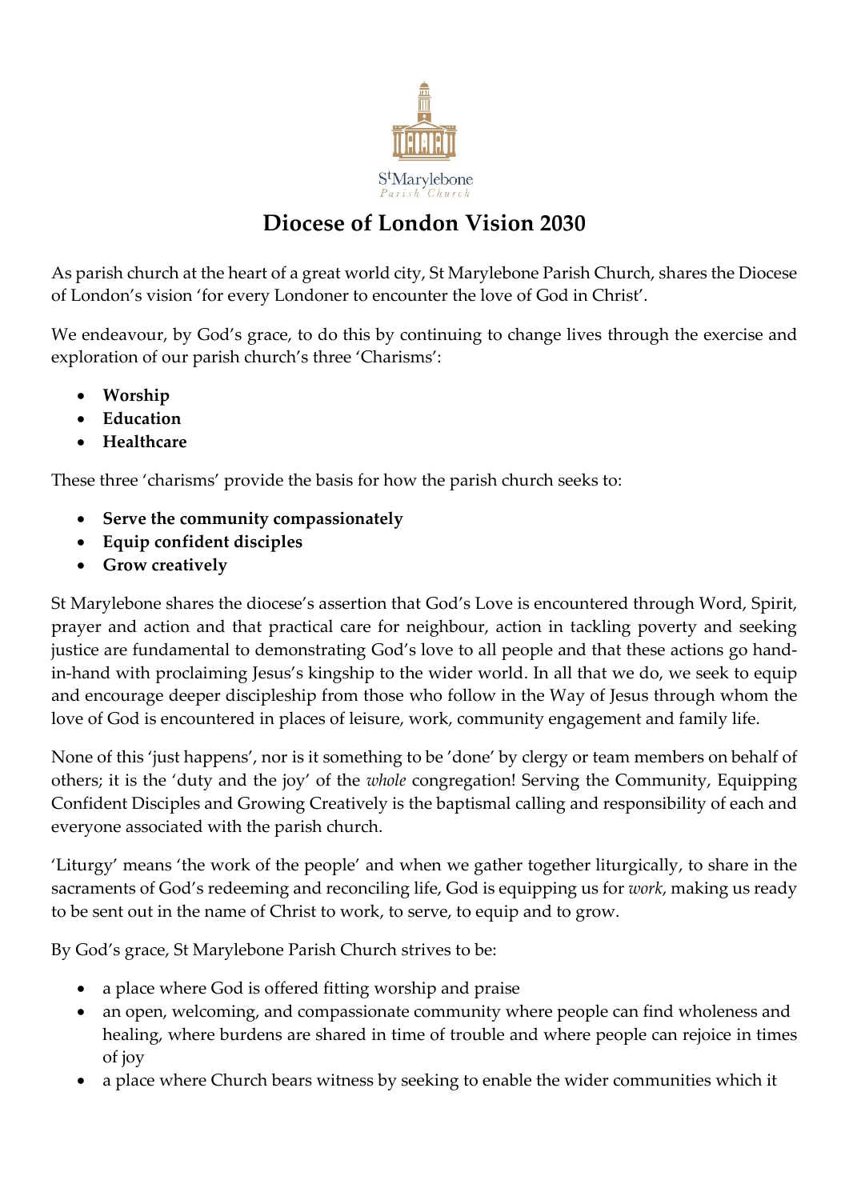St Marylebone Parish Church

# Diocese of London Vision 2030

As parish church at the heart of a great world city, St Marylebone Parish Church, shares the Diocese of London's vision 'for every Londoner to encounter the love of God in Christ'.

We endeavour, by God's grace, to do this by continuing to change lives through the exercise and exploration of our parish church's three 'Charisms':

- **Worship**
- **Education**
- **Healthcare**

These three 'charisms' provide the basis for how the parish church seeks to:

- **Serve the community compassionately**
- **Equip confident disciples**
- **Grow creatively**

St Marylebone shares the diocese's assertion that God's Love is encountered through Word, Spirit, prayer and action and that practical care for neighbour, action in tackling poverty and seeking justice are fundamental to demonstrating God's love to all people and that these actions go hand-in-hand with proclaiming Jesus's kingship to the wider world. In all that we do, we seek to equip and encourage deeper discipleship from those who follow in the Way of Jesus through whom the love of God is encountered in places of leisure, work, community engagement and family life.

None of this 'just happens', nor is it something to be 'done' by clergy or team members on behalf of others; it is the 'duty and the joy' of the *whole* congregation! Serving the Community, Equipping Confident Disciples and Growing Creatively is the baptismal calling and responsibility of each and everyone associated with the parish church.

'Liturgy' means 'the work of the people' and when we gather together liturgically, to share in the sacraments of God's redeeming and reconciling life, God is equipping us for *work*, making us ready to be sent out in the name of Christ to work, to serve, to equip and to grow.

By God's grace, St Marylebone Parish Church strives to be:

- a place where God is offered fitting worship and praise
- an open, welcoming, and compassionate community where people can find wholeness and healing, where burdens are shared in time of trouble and where people can rejoice in times of joy
- a place where Church bears witness by seeking to enable the wider communities which it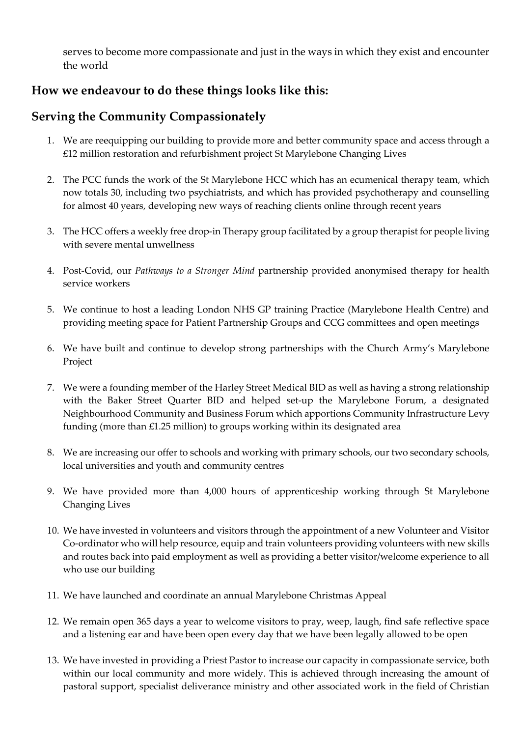serves to become more compassionate and just in the ways in which they exist and encounter the world

## How we endeavour to do these things looks like this:

## Serving the Community Compassionately

1. We are reequipping our building to provide more and better community space and access through a £12 million restoration and refurbishment project St Marylebone Changing Lives

2. The PCC funds the work of the St Marylebone HCC which has an ecumenical therapy team, which now totals 30, including two psychiatrists, and which has provided psychotherapy and counselling for almost 40 years, developing new ways of reaching clients online through recent years

3. The HCC offers a weekly free drop-in Therapy group facilitated by a group therapist for people living with severe mental unwellness

4. Post-Covid, our *Pathways to a Stronger Mind* partnership provided anonymised therapy for health service workers

5. We continue to host a leading London NHS GP training Practice (Marylebone Health Centre) and providing meeting space for Patient Partnership Groups and CCG committees and open meetings

6. We have built and continue to develop strong partnerships with the Church Army's Marylebone Project

7. We were a founding member of the Harley Street Medical BID as well as having a strong relationship with the Baker Street Quarter BID and helped set-up the Marylebone Forum, a designated Neighbourhood Community and Business Forum which apportions Community Infrastructure Levy funding (more than £1.25 million) to groups working within its designated area

8. We are increasing our offer to schools and working with primary schools, our two secondary schools, local universities and youth and community centres

9. We have provided more than 4,000 hours of apprenticeship working through St Marylebone Changing Lives

10. We have invested in volunteers and visitors through the appointment of a new Volunteer and Visitor Co-ordinator who will help resource, equip and train volunteers providing volunteers with new skills and routes back into paid employment as well as providing a better visitor/welcome experience to all who use our building

11. We have launched and coordinate an annual Marylebone Christmas Appeal

12. We remain open 365 days a year to welcome visitors to pray, weep, laugh, find safe reflective space and a listening ear and have been open every day that we have been legally allowed to be open

13. We have invested in providing a Priest Pastor to increase our capacity in compassionate service, both within our local community and more widely. This is achieved through increasing the amount of pastoral support, specialist deliverance ministry and other associated work in the field of Christian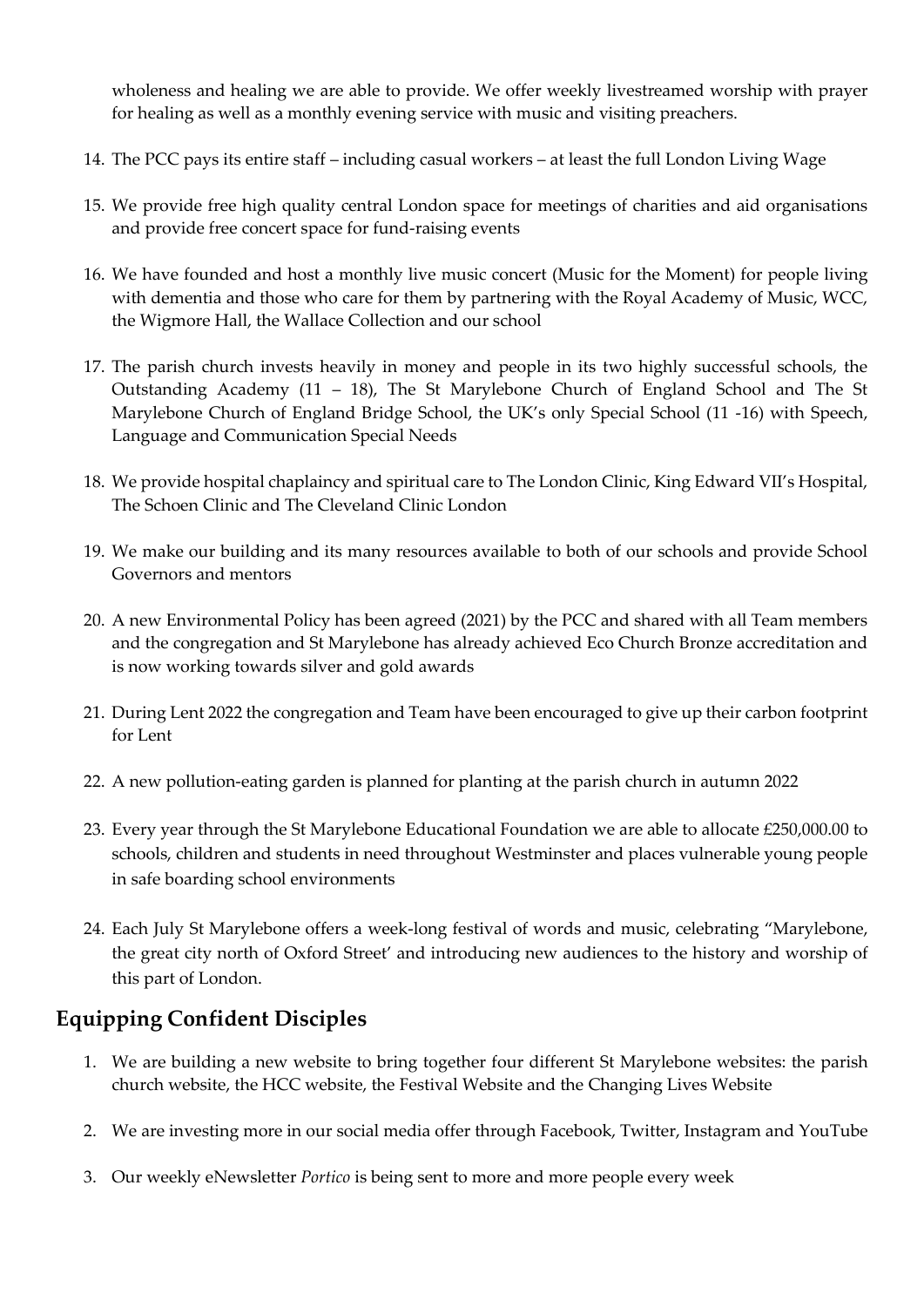wholeness and healing we are able to provide. We offer weekly livestreamed worship with prayer for healing as well as a monthly evening service with music and visiting preachers.

14. The PCC pays its entire staff – including casual workers – at least the full London Living Wage
15. We provide free high quality central London space for meetings of charities and aid organisations and provide free concert space for fund-raising events
16. We have founded and host a monthly live music concert (Music for the Moment) for people living with dementia and those who care for them by partnering with the Royal Academy of Music, WCC, the Wigmore Hall, the Wallace Collection and our school
17. The parish church invests heavily in money and people in its two highly successful schools, the Outstanding Academy (11 – 18), The St Marylebone Church of England School and The St Marylebone Church of England Bridge School, the UK's only Special School (11 -16) with Speech, Language and Communication Special Needs
18. We provide hospital chaplaincy and spiritual care to The London Clinic, King Edward VII's Hospital, The Schoen Clinic and The Cleveland Clinic London
19. We make our building and its many resources available to both of our schools and provide School Governors and mentors
20. A new Environmental Policy has been agreed (2021) by the PCC and shared with all Team members and the congregation and St Marylebone has already achieved Eco Church Bronze accreditation and is now working towards silver and gold awards
21. During Lent 2022 the congregation and Team have been encouraged to give up their carbon footprint for Lent
22. A new pollution-eating garden is planned for planting at the parish church in autumn 2022
23. Every year through the St Marylebone Educational Foundation we are able to allocate £250,000.00 to schools, children and students in need throughout Westminster and places vulnerable young people in safe boarding school environments
24. Each July St Marylebone offers a week-long festival of words and music, celebrating "Marylebone, the great city north of Oxford Street' and introducing new audiences to the history and worship of this part of London.

## Equipping Confident Disciples

1. We are building a new website to bring together four different St Marylebone websites: the parish church website, the HCC website, the Festival Website and the Changing Lives Website
2. We are investing more in our social media offer through Facebook, Twitter, Instagram and YouTube
3. Our weekly eNewsletter *Portico* is being sent to more and more people every week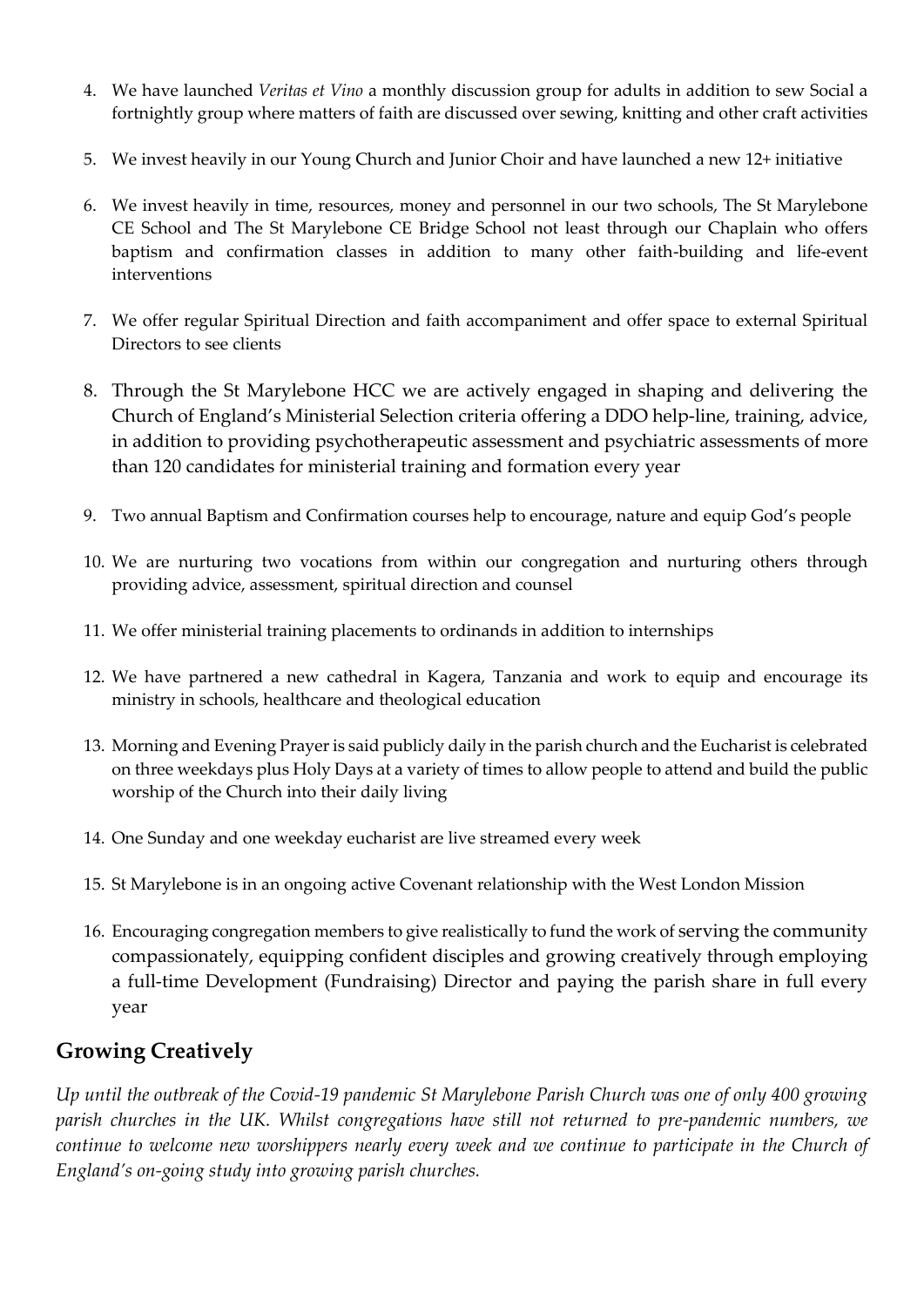4. We have launched *Veritas et Vino* a monthly discussion group for adults in addition to sew Social a fortnightly group where matters of faith are discussed over sewing, knitting and other craft activities

5. We invest heavily in our Young Church and Junior Choir and have launched a new 12+ initiative

6. We invest heavily in time, resources, money and personnel in our two schools, The St Marylebone CE School and The St Marylebone CE Bridge School not least through our Chaplain who offers baptism and confirmation classes in addition to many other faith-building and life-event interventions

7. We offer regular Spiritual Direction and faith accompaniment and offer space to external Spiritual Directors to see clients

8. Through the St Marylebone HCC we are actively engaged in shaping and delivering the Church of England's Ministerial Selection criteria offering a DDO help-line, training, advice, in addition to providing psychotherapeutic assessment and psychiatric assessments of more than 120 candidates for ministerial training and formation every year

9. Two annual Baptism and Confirmation courses help to encourage, nature and equip God's people

10. We are nurturing two vocations from within our congregation and nurturing others through providing advice, assessment, spiritual direction and counsel

11. We offer ministerial training placements to ordinands in addition to internships

12. We have partnered a new cathedral in Kagera, Tanzania and work to equip and encourage its ministry in schools, healthcare and theological education

13. Morning and Evening Prayer is said publicly daily in the parish church and the Eucharist is celebrated on three weekdays plus Holy Days at a variety of times to allow people to attend and build the public worship of the Church into their daily living

14. One Sunday and one weekday eucharist are live streamed every week

15. St Marylebone is in an ongoing active Covenant relationship with the West London Mission

16. Encouraging congregation members to give realistically to fund the work of serving the community compassionately, equipping confident disciples and growing creatively through employing a full-time Development (Fundraising) Director and paying the parish share in full every year

## Growing Creatively

*Up until the outbreak of the Covid-19 pandemic St Marylebone Parish Church was one of only 400 growing parish churches in the UK. Whilst congregations have still not returned to pre-pandemic numbers, we continue to welcome new worshippers nearly every week and we continue to participate in the Church of England's on-going study into growing parish churches.*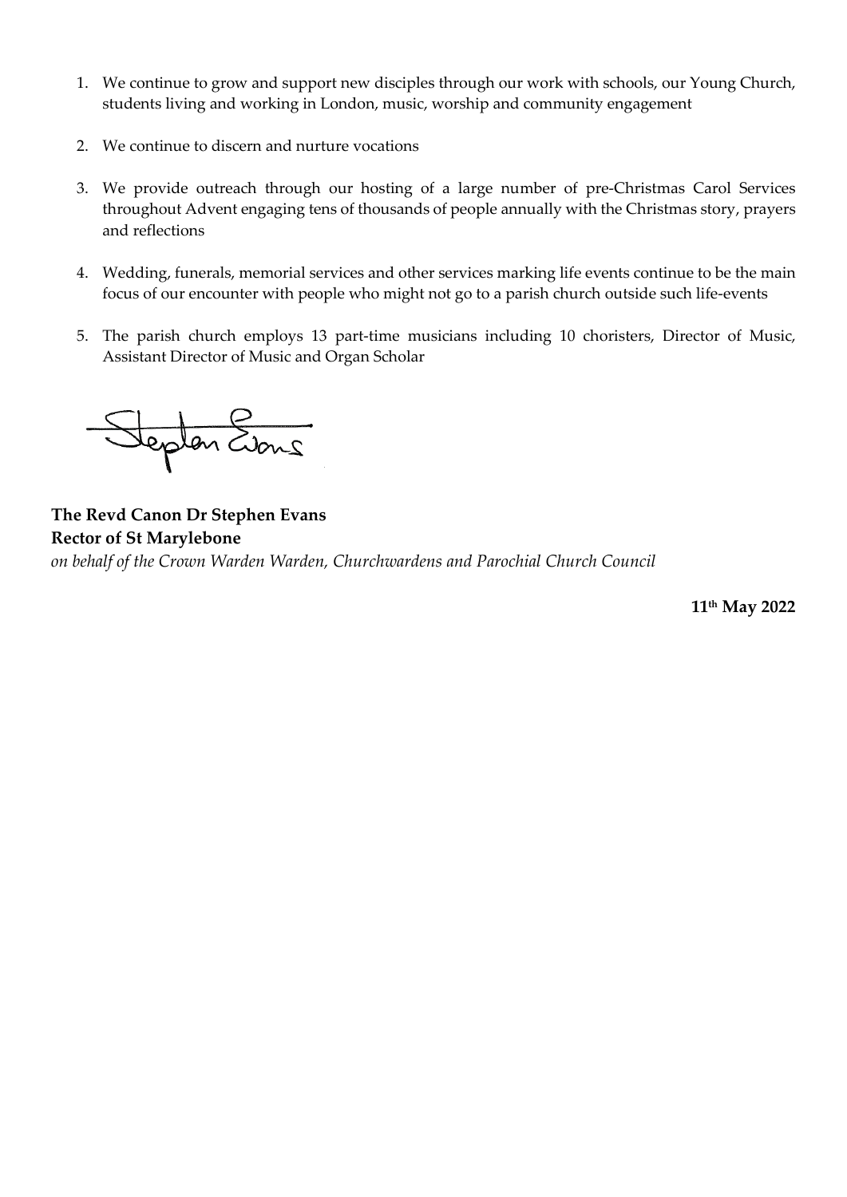1. We continue to grow and support new disciples through our work with schools, our Young Church, students living and working in London, music, worship and community engagement

2. We continue to discern and nurture vocations

3. We provide outreach through our hosting of a large number of pre-Christmas Carol Services throughout Advent engaging tens of thousands of people annually with the Christmas story, prayers and reflections

4. Wedding, funerals, memorial services and other services marking life events continue to be the main focus of our encounter with people who might not go to a parish church outside such life-events

5. The parish church employs 13 part-time musicians including 10 choristers, Director of Music, Assistant Director of Music and Organ Scholar

Stephen Evans

**The Revd Canon Dr Stephen Evans**
**Rector of St Marylebone**
*on behalf of the Crown Warden Warden, Churchwardens and Parochial Church Council*

**11th May 2022**